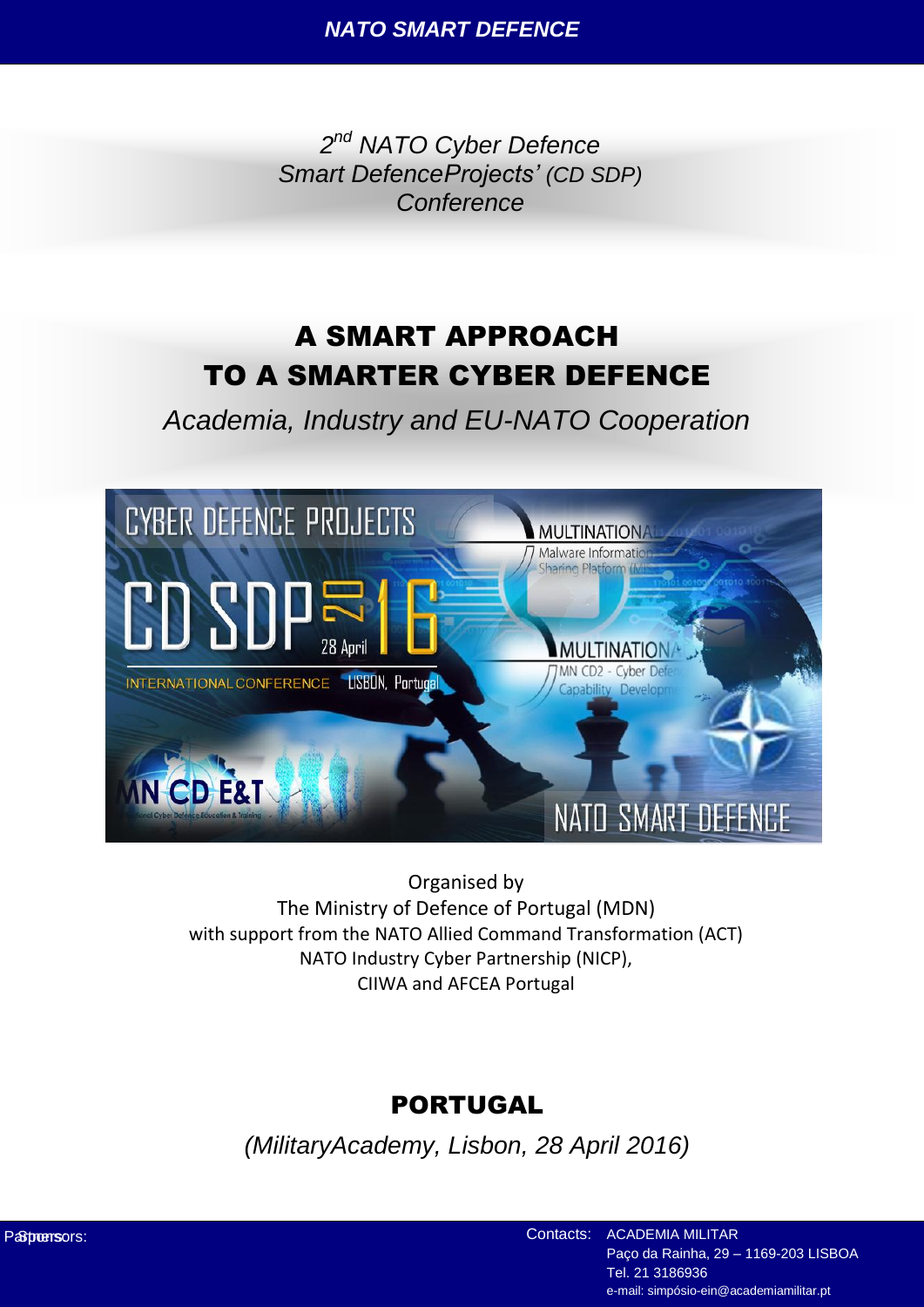*2nd NATO Cyber Defence Smart DefenceProjects' (CD SDP) Conference*

# A SMART APPROACH TO A SMARTER CYBER DEFENCE

*Academia, Industry and EU-NATO Cooperation*

Organised by
The Ministry of Defence of Portugal (MDN)
with support from the NATO Allied Command Transformation (ACT)
NATO Industry Cyber Partnership (NICP),
CIIWA and AFCEA Portugal

## PORTUGAL

*(MilitaryAcademy, Lisbon, 28 April 2016)*

Sponsors:

Contacts: ACADEMIA MILITAR
Paço da Rainha, 29 – 1169-203 LISBOA
Tel. 21 3186936
e-mail: simpósio-ein@academiamilitar.pt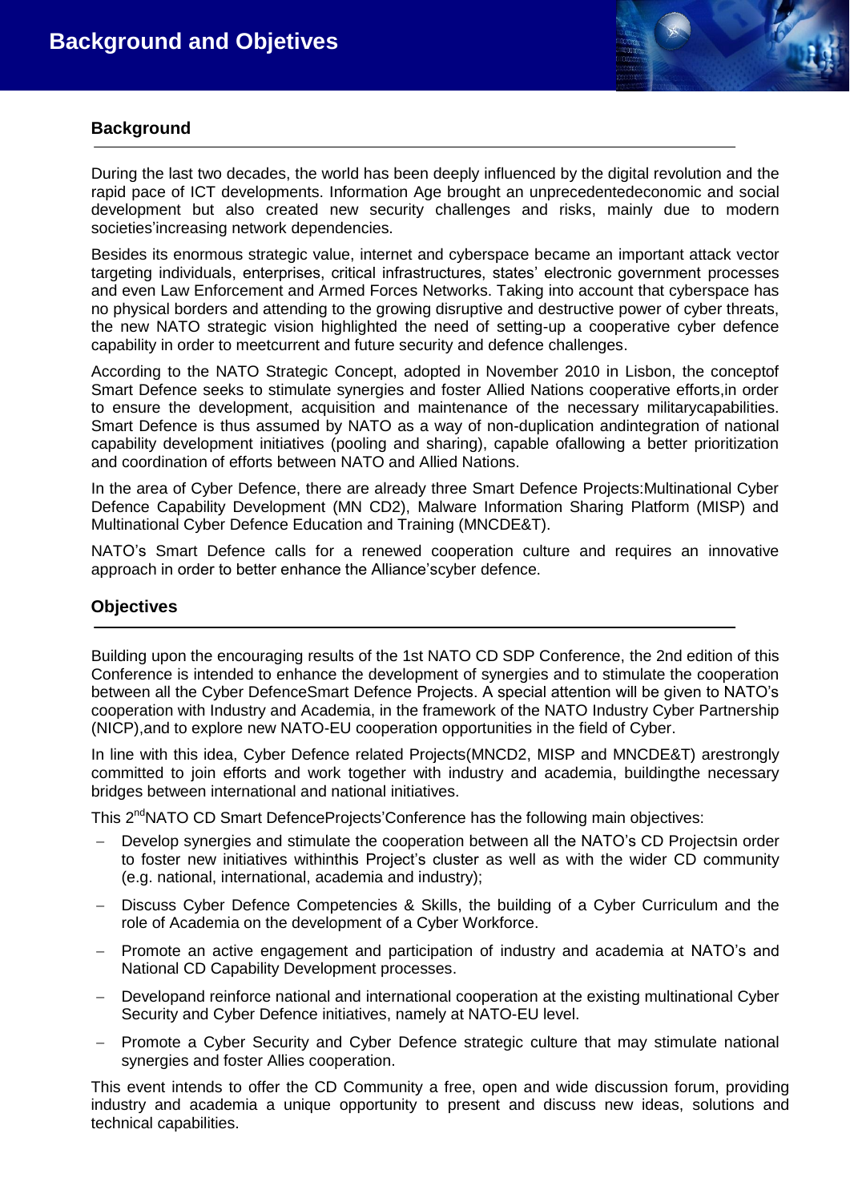# Background and Objectives

## Background

During the last two decades, the world has been deeply influenced by the digital revolution and the rapid pace of ICT developments. Information Age brought an unprecedentedeconomic and social development but also created new security challenges and risks, mainly due to modern societies'increasing network dependencies.

Besides its enormous strategic value, internet and cyberspace became an important attack vector targeting individuals, enterprises, critical infrastructures, states' electronic government processes and even Law Enforcement and Armed Forces Networks. Taking into account that cyberspace has no physical borders and attending to the growing disruptive and destructive power of cyber threats, the new NATO strategic vision highlighted the need of setting-up a cooperative cyber defence capability in order to meetcurrent and future security and defence challenges.

According to the NATO Strategic Concept, adopted in November 2010 in Lisbon, the conceptof Smart Defence seeks to stimulate synergies and foster Allied Nations cooperative efforts,in order to ensure the development, acquisition and maintenance of the necessary militarycapabilities. Smart Defence is thus assumed by NATO as a way of non-duplication andintegration of national capability development initiatives (pooling and sharing), capable ofallowing a better prioritization and coordination of efforts between NATO and Allied Nations.

In the area of Cyber Defence, there are already three Smart Defence Projects:Multinational Cyber Defence Capability Development (MN CD2), Malware Information Sharing Platform (MISP) and Multinational Cyber Defence Education and Training (MNCDE&T).

NATO's Smart Defence calls for a renewed cooperation culture and requires an innovative approach in order to better enhance the Alliance'scyber defence.

## Objectives

Building upon the encouraging results of the 1st NATO CD SDP Conference, the 2nd edition of this Conference is intended to enhance the development of synergies and to stimulate the cooperation between all the Cyber DefenceSmart Defence Projects. A special attention will be given to NATO's cooperation with Industry and Academia, in the framework of the NATO Industry Cyber Partnership (NICP),and to explore new NATO-EU cooperation opportunities in the field of Cyber.

In line with this idea, Cyber Defence related Projects(MNCD2, MISP and MNCDE&T) arestrongly committed to join efforts and work together with industry and academia, buildingthe necessary bridges between international and national initiatives.

This 2nd NATO CD Smart DefenceProjects'Conference has the following main objectives:

- Develop synergies and stimulate the cooperation between all the NATO's CD Projectsin order to foster new initiatives withinthis Project's cluster as well as with the wider CD community (e.g. national, international, academia and industry);
- Discuss Cyber Defence Competencies & Skills, the building of a Cyber Curriculum and the role of Academia on the development of a Cyber Workforce.
- Promote an active engagement and participation of industry and academia at NATO's and National CD Capability Development processes.
- Developand reinforce national and international cooperation at the existing multinational Cyber Security and Cyber Defence initiatives, namely at NATO-EU level.
- Promote a Cyber Security and Cyber Defence strategic culture that may stimulate national synergies and foster Allies cooperation.

This event intends to offer the CD Community a free, open and wide discussion forum, providing industry and academia a unique opportunity to present and discuss new ideas, solutions and technical capabilities.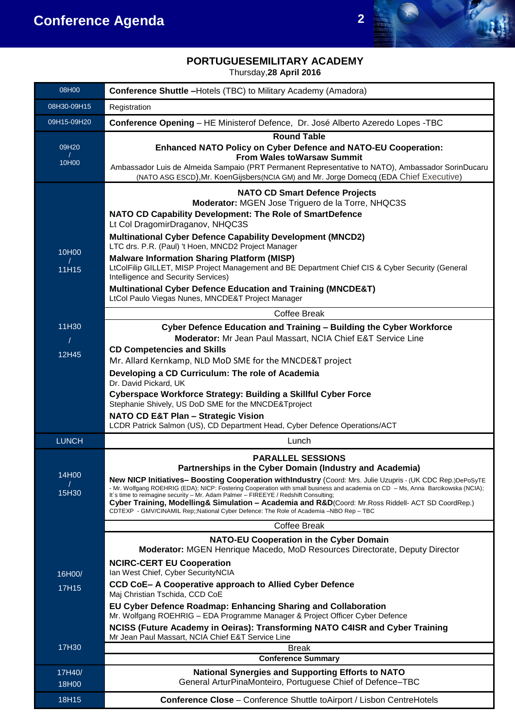# Conference Agenda

## PORTUGUESEMILITARY ACADEMY

Thursday,**28 April 2016**

| Time | Programme |
|---|---|
| 08H00 | **Conference Shuttle –**Hotels (TBC) to Military Academy (Amadora) |
| 08H30-09H15 | Registration |
| 09H15-09H20 | **Conference Opening** – HE Ministerof Defence, Dr. José Alberto Azeredo Lopes -TBC |
| 09H20 / 10H00 | **Round Table**<br>**Enhanced NATO Policy on Cyber Defence and NATO-EU Cooperation: From Wales toWarsaw Summit**<br>Ambassador Luis de Almeida Sampaio (PRT Permanent Representative to NATO), Ambassador SorinDucaru (NATO ASG ESCD),Mr. KoenGijsbers(NCIA GM) and Mr. Jorge Domecq (EDA Chief Executive) |
| 10H00 / 11H15 | **NATO CD Smart Defence Projects**<br>**Moderator:** MGEN Jose Triguero de la Torre, NHQC3S<br>**NATO CD Capability Development: The Role of SmartDefence**<br>Lt Col DragomirDraganov, NHQC3S<br>**Multinational Cyber Defence Capability Development (MNCD2)**<br>LTC drs. P.R. (Paul) 't Hoen, MNCD2 Project Manager<br>**Malware Information Sharing Platform (MISP)**<br>LtColFilip GILLET, MISP Project Management and BE Department Chief CIS & Cyber Security (General Intelligence and Security Services)<br>**Multinational Cyber Defence Education and Training (MNCDE&T)**<br>LtCol Paulo Viegas Nunes, MNCDE&T Project Manager |
| | Coffee Break |
| 11H30 / 12H45 | **Cyber Defence Education and Training – Building the Cyber Workforce**<br>**Moderator:** Mr Jean Paul Massart, NCIA Chief E&T Service Line<br>**CD Competencies and Skills**<br>Mr. Allard Kernkamp, NLD MoD SME for the MNCDE&T project<br>**Developing a CD Curriculum: The role of Academia**<br>Dr. David Pickard, UK<br>**Cyberspace Workforce Strategy: Building a Skillful Cyber Force**<br>Stephanie Shively, US DoD SME for the MNCDE&Tproject<br>**NATO CD E&T Plan – Strategic Vision**<br>LCDR Patrick Salmon (US), CD Department Head, Cyber Defence Operations/ACT |
| LUNCH | Lunch |
| 14H00 / 15H30 | **PARALLEL SESSIONS**<br>**Partnerships in the Cyber Domain (Industry and Academia)**<br>**New NICP Initiatives– Boosting Cooperation withIndustry** (Coord: Mrs. Julie Uzupris - (UK CDC Rep.)DePoSyTE - Mr. Wolfgang ROEHRIG (EDA); NICP: Fostering Cooperation with small business and academia on CD – Ms, Anna Barcikowska (NCIA); It´s time to reimagine security – Mr. Adam Palmer – FIREEYE / Redshift Consulting;<br>**Cyber Training, Modelling& Simulation – Academia and R&D**(Coord: Mr.Ross Riddell- ACT SD CoordRep.) CDTEXP - GMV/CINAMIL Rep;;National Cyber Defence: The Role of Academia –NBO Rep – TBC |
| | Coffee Break |
| 16H00/ 17H15 | **NATO-EU Cooperation in the Cyber Domain**<br>**Moderator:** MGEN Henrique Macedo, MoD Resources Directorate, Deputy Director<br>**NCIRC-CERT EU Cooperation**<br>Ian West Chief, Cyber SecurityNCIA<br>**CCD CoE– A Cooperative approach to Allied Cyber Defence**<br>Maj Christian Tschida, CCD CoE<br>**EU Cyber Defence Roadmap: Enhancing Sharing and Collaboration**<br>Mr. Wolfgang ROEHRIG – EDA Programme Manager & Project Officer Cyber Defence<br>**NCISS (Future Academy in Oeiras): Transforming NATO C4ISR and Cyber Training**<br>Mr Jean Paul Massart, NCIA Chief E&T Service Line |
| 17H30 | Break<br>**Conference Summary** |
| 17H40/ 18H00 | **National Synergies and Supporting Efforts to NATO**<br>General ArturPinaMonteiro, Portuguese Chief of Defence–TBC |
| 18H15 | **Conference Close** – Conference Shuttle toAirport / Lisbon CentreHotels |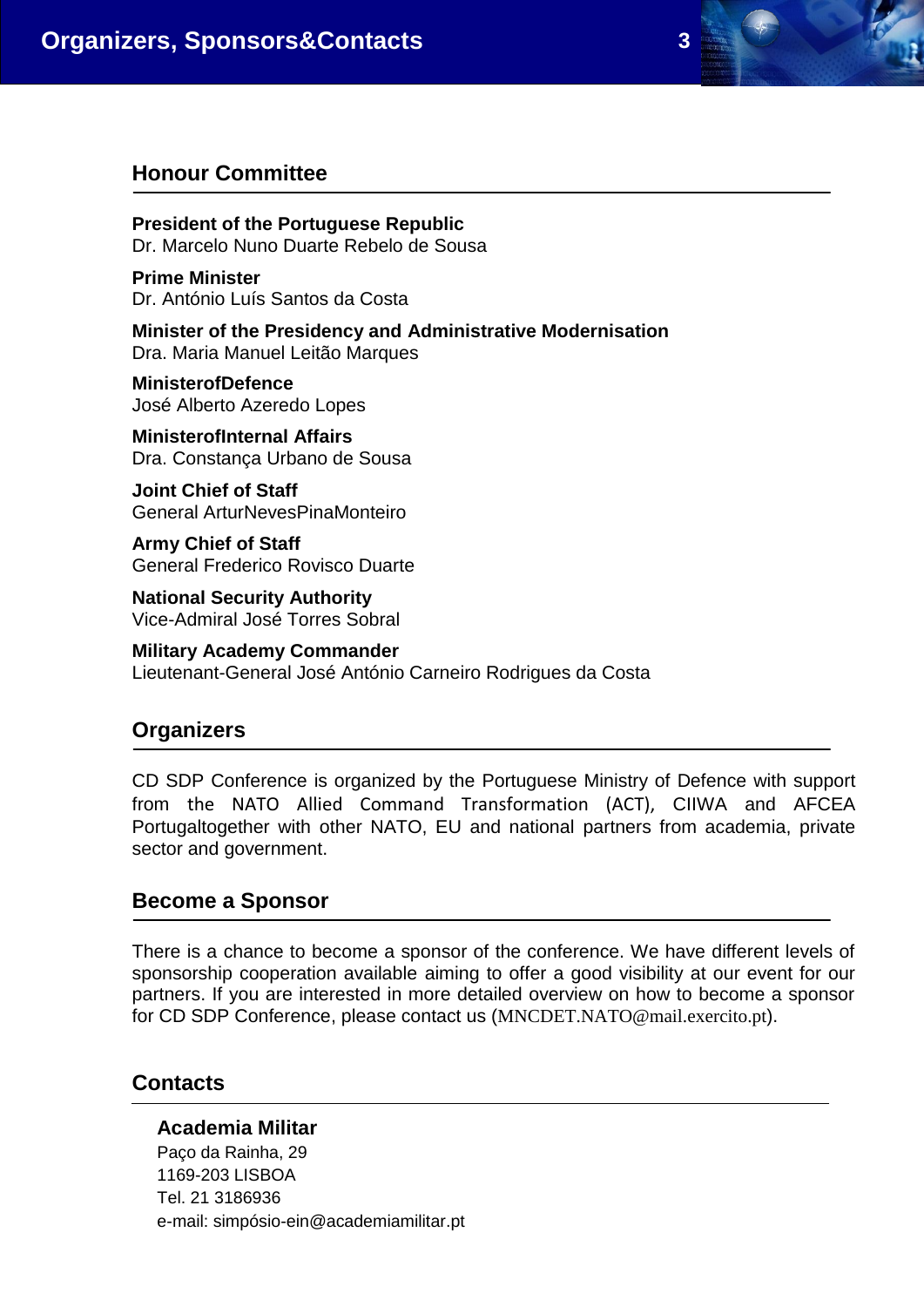# Organizers, Sponsors&Contacts

## Honour Committee

**President of the Portuguese Republic**
Dr. Marcelo Nuno Duarte Rebelo de Sousa

**Prime Minister**
Dr. António Luís Santos da Costa

**Minister of the Presidency and Administrative Modernisation**
Dra. Maria Manuel Leitão Marques

**MinisterofDefence**
José Alberto Azeredo Lopes

**MinisterofInternal Affairs**
Dra. Constança Urbano de Sousa

**Joint Chief of Staff**
General ArturNevesPinaMonteiro

**Army Chief of Staff**
General Frederico Rovisco Duarte

**National Security Authority**
Vice-Admiral José Torres Sobral

**Military Academy Commander**
Lieutenant-General José António Carneiro Rodrigues da Costa

## Organizers

CD SDP Conference is organized by the Portuguese Ministry of Defence with support from the NATO Allied Command Transformation (ACT), CIIWA and AFCEA Portugaltogether with other NATO, EU and national partners from academia, private sector and government.

## Become a Sponsor

There is a chance to become a sponsor of the conference. We have different levels of sponsorship cooperation available aiming to offer a good visibility at our event for our partners. If you are interested in more detailed overview on how to become a sponsor for CD SDP Conference, please contact us (MNCDET.NATO@mail.exercito.pt).

## Contacts

**Academia Militar**
Paço da Rainha, 29
1169-203 LISBOA
Tel. 21 3186936
e-mail: simpósio-ein@academiamilitar.pt